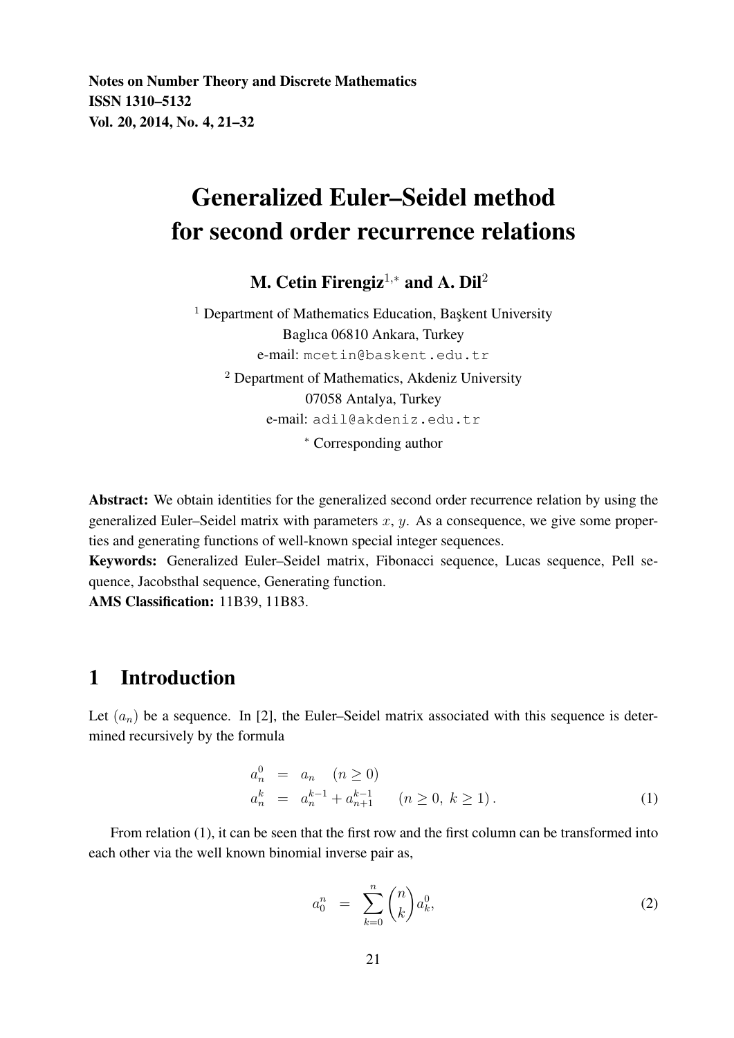# Generalized Euler–Seidel method for second order recurrence relations

**M. Cetin Firengiz[1,*] and A. Dil[2]**

[1] Department of Mathematics Education, Başkent University
Baglıca 06810 Ankara, Turkey
e-mail: mcetin@baskent.edu.tr

[2] Department of Mathematics, Akdeniz University
07058 Antalya, Turkey
e-mail: adil@akdeniz.edu.tr

[*] Corresponding author

**Abstract:** We obtain identities for the generalized second order recurrence relation by using the generalized Euler–Seidel matrix with parameters $x$, $y$. As a consequence, we give some properties and generating functions of well-known special integer sequences.

**Keywords:** Generalized Euler–Seidel matrix, Fibonacci sequence, Lucas sequence, Pell sequence, Jacobsthal sequence, Generating function.

**AMS Classification:** 11B39, 11B83.

## 1 Introduction

Let $(a_n)$ be a sequence. In [2], the Euler–Seidel matrix associated with this sequence is determined recursively by the formula

$$\begin{aligned} a_n^0 &= a_n \quad (n \geq 0) \\ a_n^k &= a_n^{k-1} + a_{n+1}^{k-1} \qquad (n \geq 0,\ k \geq 1)\,. \end{aligned} \tag{1}$$

From relation (1), it can be seen that the first row and the first column can be transformed into each other via the well known binomial inverse pair as,

$$a_0^n = \sum_{k=0}^{n} \binom{n}{k} a_k^0, \tag{2}$$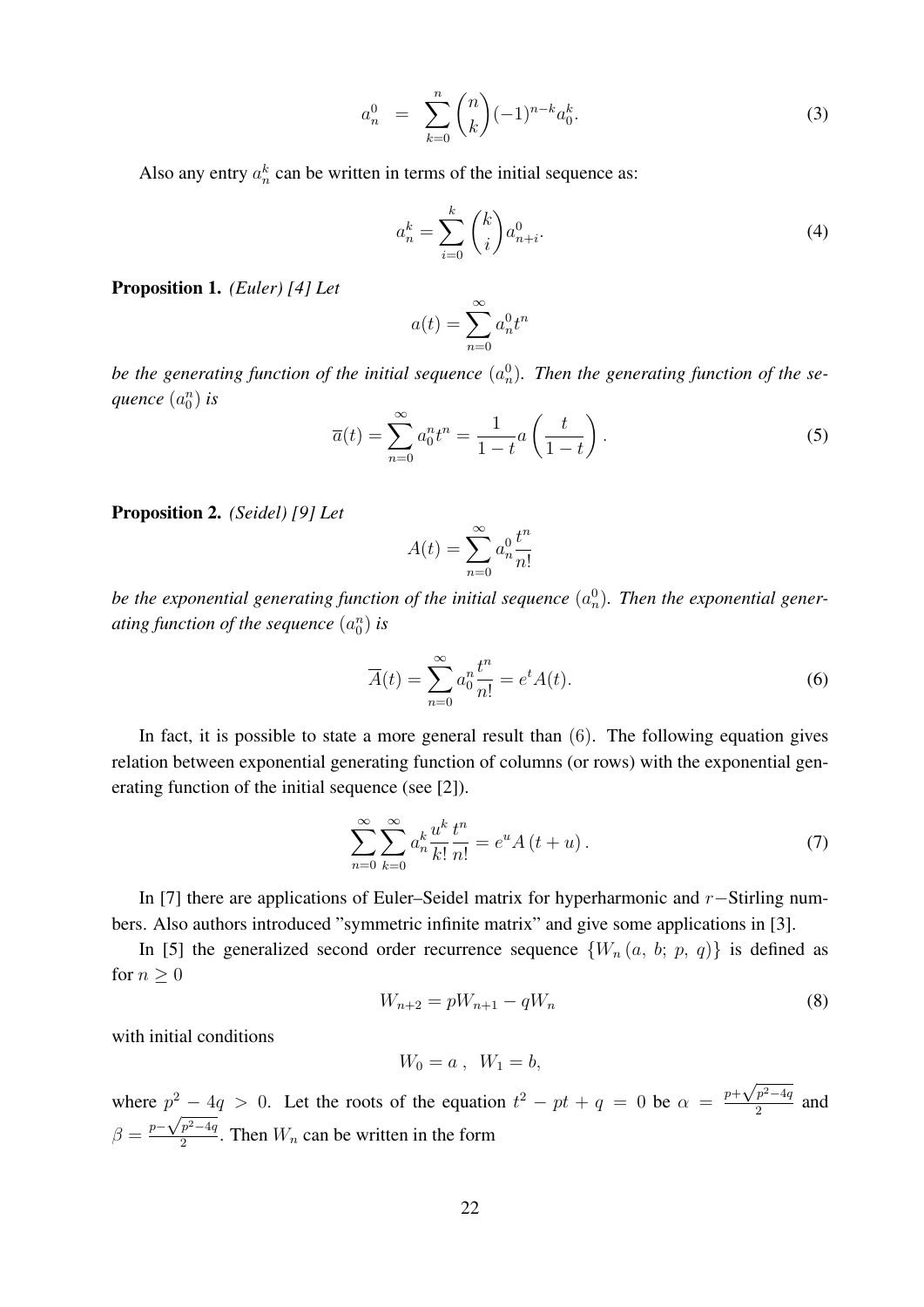$$a_n^0 = \sum_{k=0}^{n} \binom{n}{k} (-1)^{n-k} a_0^k. \tag{3}$$

Also any entry $a_n^k$ can be written in terms of the initial sequence as:

$$a_n^k = \sum_{i=0}^{k} \binom{k}{i} a_{n+i}^0. \tag{4}$$

**Proposition 1.** *(Euler) [4] Let*

$$a(t) = \sum_{n=0}^{\infty} a_n^0 t^n$$

*be the generating function of the initial sequence $(a_n^0)$. Then the generating function of the sequence $(a_0^n)$ is*

$$\overline{a}(t) = \sum_{n=0}^{\infty} a_0^n t^n = \frac{1}{1-t} a\left(\frac{t}{1-t}\right). \tag{5}$$

**Proposition 2.** *(Seidel) [9] Let*

$$A(t) = \sum_{n=0}^{\infty} a_n^0 \frac{t^n}{n!}$$

*be the exponential generating function of the initial sequence $(a_n^0)$. Then the exponential generating function of the sequence $(a_0^n)$ is*

$$\overline{A}(t) = \sum_{n=0}^{\infty} a_0^n \frac{t^n}{n!} = e^t A(t). \tag{6}$$

In fact, it is possible to state a more general result than $(6)$. The following equation gives relation between exponential generating function of columns (or rows) with the exponential generating function of the initial sequence (see [2]).

$$\sum_{n=0}^{\infty} \sum_{k=0}^{\infty} a_n^k \frac{u^k}{k!} \frac{t^n}{n!} = e^u A\left(t+u\right). \tag{7}$$

In [7] there are applications of Euler–Seidel matrix for hyperharmonic and $r-$Stirling numbers. Also authors introduced "symmetric infinite matrix" and give some applications in [3].

In [5] the generalized second order recurrence sequence $\{W_n\left(a,\ b;\ p,\ q\right)\}$ is defined as for $n \geq 0$

$$W_{n+2} = pW_{n+1} - qW_n \tag{8}$$

with initial conditions

$$W_0 = a\ ,\ \ W_1 = b,$$

where $p^2 - 4q > 0$. Let the roots of the equation $t^2 - pt + q = 0$ be $\alpha = \frac{p+\sqrt{p^2-4q}}{2}$ and $\beta = \frac{p-\sqrt{p^2-4q}}{2}$. Then $W_n$ can be written in the form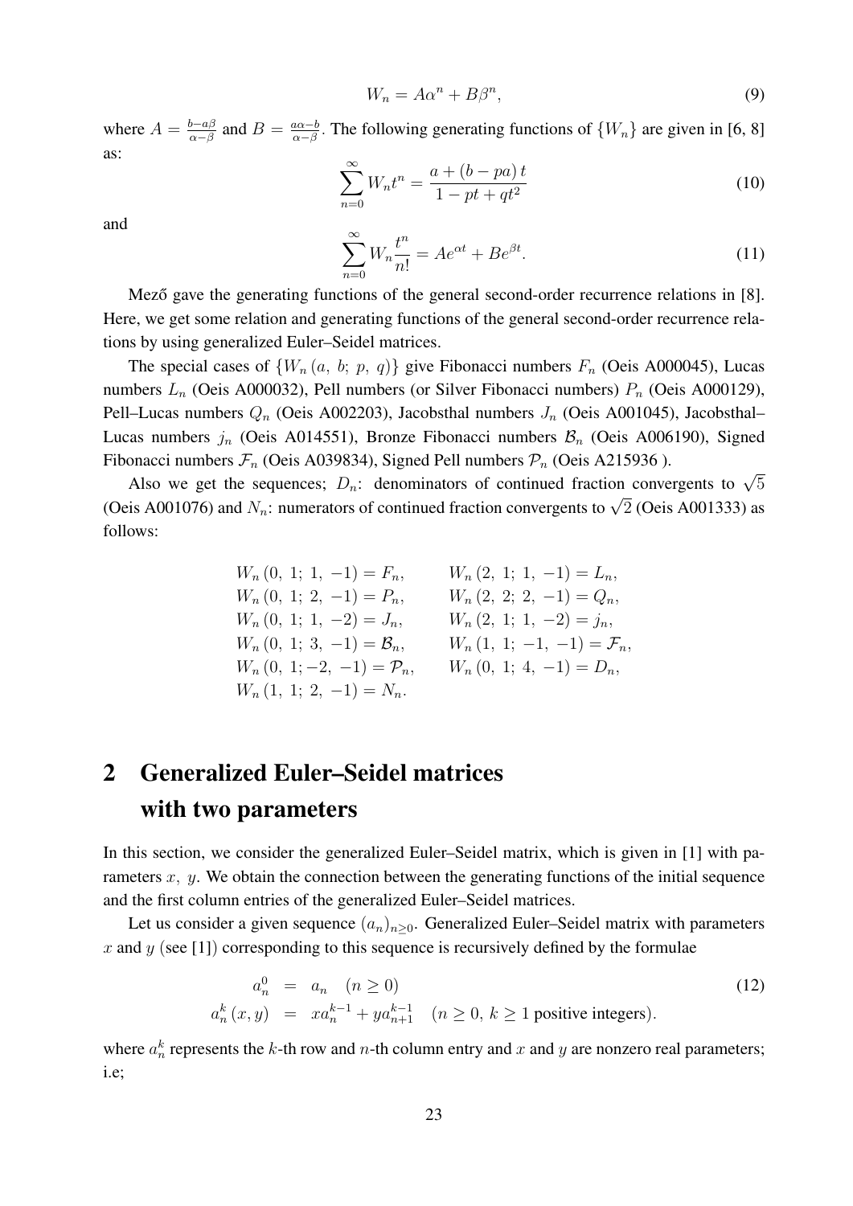$$W_n = A\alpha^n + B\beta^n, \tag{9}$$

where $A = \frac{b-a\beta}{\alpha-\beta}$ and $B = \frac{a\alpha-b}{\alpha-\beta}$. The following generating functions of $\{W_n\}$ are given in [6, 8] as:

$$\sum_{n=0}^{\infty} W_n t^n = \frac{a + (b - pa)\, t}{1 - pt + qt^2} \tag{10}$$

and

$$\sum_{n=0}^{\infty} W_n \frac{t^n}{n!} = Ae^{\alpha t} + Be^{\beta t}. \tag{11}$$

Mező gave the generating functions of the general second-order recurrence relations in [8]. Here, we get some relation and generating functions of the general second-order recurrence relations by using generalized Euler–Seidel matrices.

The special cases of $\{W_n(a,\ b;\ p,\ q)\}$ give Fibonacci numbers $F_n$ (Oeis A000045), Lucas numbers $L_n$ (Oeis A000032), Pell numbers (or Silver Fibonacci numbers) $P_n$ (Oeis A000129), Pell–Lucas numbers $Q_n$ (Oeis A002203), Jacobsthal numbers $J_n$ (Oeis A001045), Jacobsthal–Lucas numbers $j_n$ (Oeis A014551), Bronze Fibonacci numbers $\mathcal{B}_n$ (Oeis A006190), Signed Fibonacci numbers $\mathcal{F}_n$ (Oeis A039834), Signed Pell numbers $\mathcal{P}_n$ (Oeis A215936 ).

Also we get the sequences; $D_n$: denominators of continued fraction convergents to $\sqrt{5}$ (Oeis A001076) and $N_n$: numerators of continued fraction convergents to $\sqrt{2}$ (Oeis A001333) as follows:

$$\begin{array}{ll}
W_n(0,\ 1;\ 1,\ -1) = F_n, & W_n(2,\ 1;\ 1,\ -1) = L_n, \\
W_n(0,\ 1;\ 2,\ -1) = P_n, & W_n(2,\ 2;\ 2,\ -1) = Q_n, \\
W_n(0,\ 1;\ 1,\ -2) = J_n, & W_n(2,\ 1;\ 1,\ -2) = j_n, \\
W_n(0,\ 1;\ 3,\ -1) = \mathcal{B}_n, & W_n(1,\ 1;\ -1,\ -1) = \mathcal{F}_n, \\
W_n(0,\ 1;-2,\ -1) = \mathcal{P}_n, & W_n(0,\ 1;\ 4,\ -1) = D_n, \\
W_n(1,\ 1;\ 2,\ -1) = N_n. &
\end{array}$$

## 2 Generalized Euler–Seidel matrices with two parameters

In this section, we consider the generalized Euler–Seidel matrix, which is given in [1] with parameters $x,\ y$. We obtain the connection between the generating functions of the initial sequence and the first column entries of the generalized Euler–Seidel matrices.

Let us consider a given sequence $(a_n)_{n\geq 0}$. Generalized Euler–Seidel matrix with parameters $x$ and $y$ (see [1]) corresponding to this sequence is recursively defined by the formulae

$$\begin{aligned}
a_n^0 &= a_n \quad (n \geq 0) \\
a_n^k(x,y) &= xa_n^{k-1} + ya_{n+1}^{k-1} \quad (n \geq 0,\ k \geq 1 \text{ positive integers}).
\end{aligned} \tag{12}$$

where $a_n^k$ represents the $k$-th row and $n$-th column entry and $x$ and $y$ are nonzero real parameters; i.e;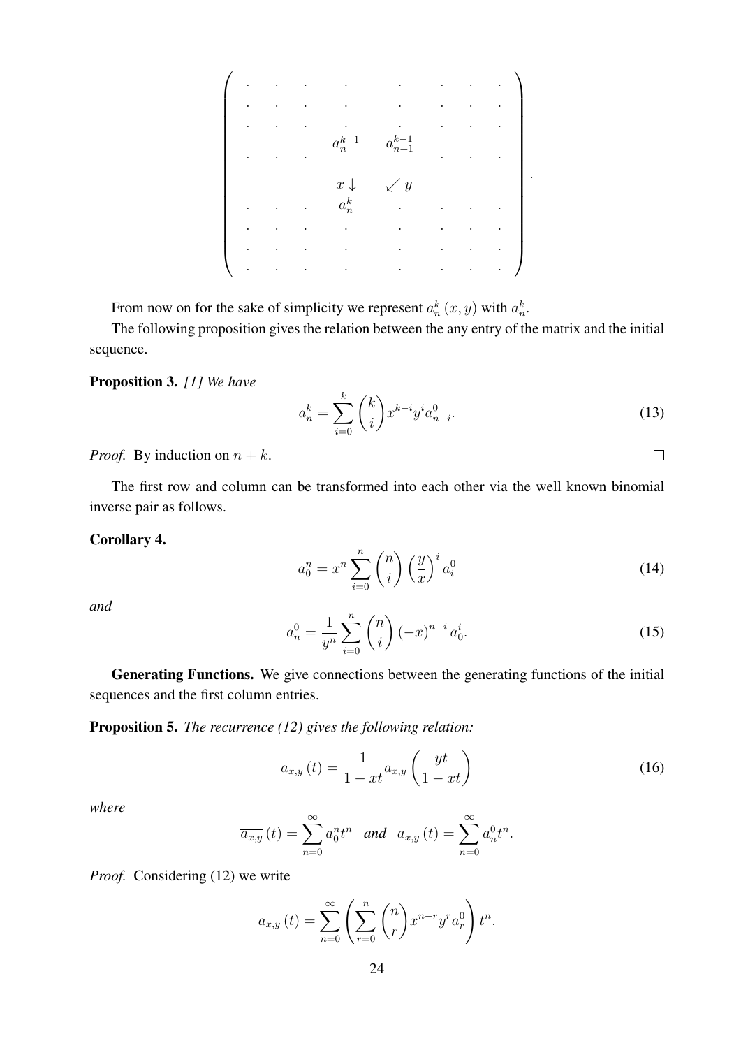$$
\begin{pmatrix}
\cdot & \cdot & \cdot & \cdot & \cdot & \cdot & \cdot & \cdot \\
\cdot & \cdot & \cdot & \cdot & \cdot & \cdot & \cdot & \cdot \\
\cdot & \cdot & \cdot & \cdot & \cdot & \cdot & \cdot & \cdot \\
\cdot & \cdot & \cdot & a_n^{k-1} & a_{n+1}^{k-1} & \cdot & \cdot & \cdot \\
 & & & x \downarrow & \swarrow y & & & \\
\cdot & \cdot & \cdot & a_n^k & \cdot & \cdot & \cdot & \cdot \\
\cdot & \cdot & \cdot & \cdot & \cdot & \cdot & \cdot & \cdot \\
\cdot & \cdot & \cdot & \cdot & \cdot & \cdot & \cdot & \cdot \\
\cdot & \cdot & \cdot & \cdot & \cdot & \cdot & \cdot & \cdot
\end{pmatrix}.
$$

From now on for the sake of simplicity we represent $a_n^k(x, y)$ with $a_n^k$.

The following proposition gives the relation between the any entry of the matrix and the initial sequence.

**Proposition 3.** *[1] We have*

$$
a_n^k = \sum_{i=0}^{k} \binom{k}{i} x^{k-i} y^i a_{n+i}^0. \tag{13}
$$

*Proof.* By induction on $n + k$. $\square$

The first row and column can be transformed into each other via the well known binomial inverse pair as follows.

**Corollary 4.**

$$
a_0^n = x^n \sum_{i=0}^{n} \binom{n}{i} \left(\frac{y}{x}\right)^i a_i^0 \tag{14}
$$

*and*

$$
a_n^0 = \frac{1}{y^n} \sum_{i=0}^{n} \binom{n}{i} (-x)^{n-i} a_0^i. \tag{15}
$$

**Generating Functions.** We give connections between the generating functions of the initial sequences and the first column entries.

**Proposition 5.** *The recurrence (12) gives the following relation:*

$$
\overline{a_{x,y}}(t) = \frac{1}{1 - xt} a_{x,y}\left(\frac{yt}{1 - xt}\right) \tag{16}
$$

*where*

$$
\overline{a_{x,y}}(t) = \sum_{n=0}^{\infty} a_0^n t^n \quad \textit{and} \quad a_{x,y}(t) = \sum_{n=0}^{\infty} a_n^0 t^n.
$$

*Proof.* Considering (12) we write

$$
\overline{a_{x,y}}(t) = \sum_{n=0}^{\infty} \left( \sum_{r=0}^{n} \binom{n}{r} x^{n-r} y^r a_r^0 \right) t^n.
$$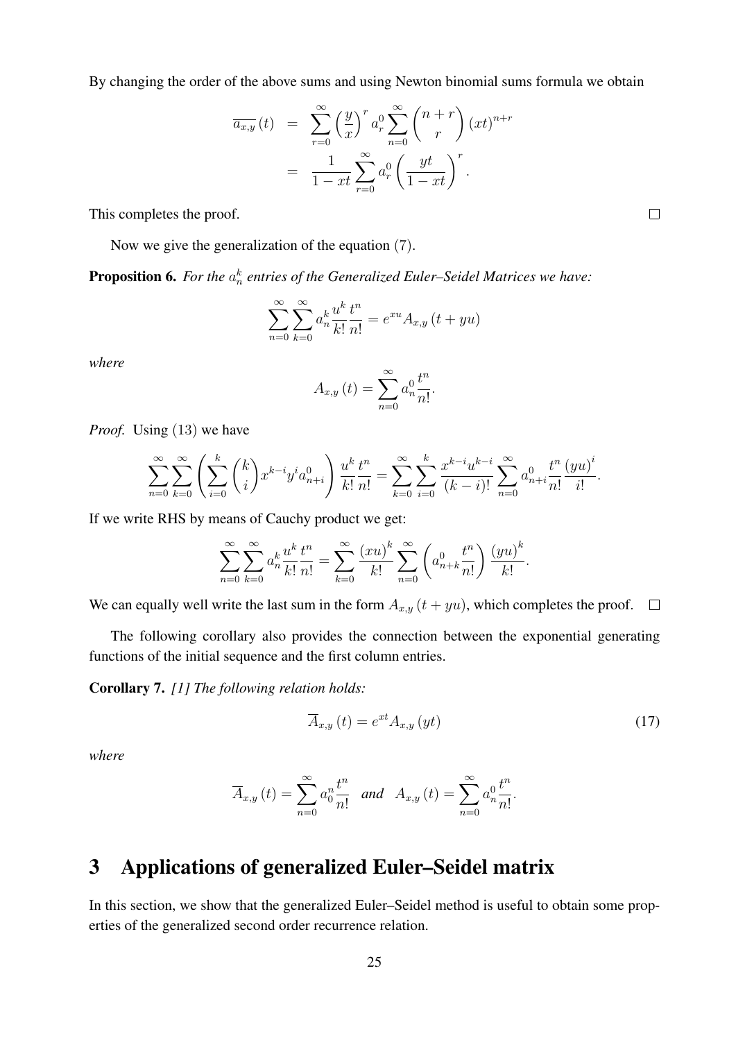By changing the order of the above sums and using Newton binomial sums formula we obtain

$$\begin{aligned}
\overline{a_{x,y}}\,(t) &= \sum_{r=0}^{\infty}\left(\frac{y}{x}\right)^{r} a_r^0 \sum_{n=0}^{\infty}\binom{n+r}{r}(xt)^{n+r} \\
&= \frac{1}{1-xt}\sum_{r=0}^{\infty} a_r^0\left(\frac{yt}{1-xt}\right)^{r}.
\end{aligned}$$

This completes the proof. $\square$

Now we give the generalization of the equation $(7)$.

**Proposition 6.** *For the $a_n^k$ entries of the Generalized Euler–Seidel Matrices we have:*

$$\sum_{n=0}^{\infty}\sum_{k=0}^{\infty} a_n^k \frac{u^k}{k!}\frac{t^n}{n!} = e^{xu} A_{x,y}\,(t+yu)$$

*where*

$$A_{x,y}\,(t) = \sum_{n=0}^{\infty} a_n^0 \frac{t^n}{n!}.$$

*Proof.* Using $(13)$ we have

$$\sum_{n=0}^{\infty}\sum_{k=0}^{\infty}\left(\sum_{i=0}^{k}\binom{k}{i}x^{k-i}y^{i}a_{n+i}^{0}\right)\frac{u^k}{k!}\frac{t^n}{n!} = \sum_{k=0}^{\infty}\sum_{i=0}^{k}\frac{x^{k-i}u^{k-i}}{(k-i)!}\sum_{n=0}^{\infty}a_{n+i}^{0}\frac{t^n}{n!}\frac{(yu)^{i}}{i!}.$$

If we write RHS by means of Cauchy product we get:

$$\sum_{n=0}^{\infty}\sum_{k=0}^{\infty} a_n^k \frac{u^k}{k!}\frac{t^n}{n!} = \sum_{k=0}^{\infty}\frac{(xu)^k}{k!}\sum_{n=0}^{\infty}\left(a_{n+k}^{0}\frac{t^n}{n!}\right)\frac{(yu)^k}{k!}.$$

We can equally well write the last sum in the form $A_{x,y}\,(t+yu)$, which completes the proof. $\square$

The following corollary also provides the connection between the exponential generating functions of the initial sequence and the first column entries.

**Corollary 7.** *[1] The following relation holds:*

$$\overline{A}_{x,y}\,(t) = e^{xt} A_{x,y}\,(yt) \tag{17}$$

*where*

$$\overline{A}_{x,y}\,(t) = \sum_{n=0}^{\infty} a_0^n \frac{t^n}{n!} \quad \textit{and} \quad A_{x,y}\,(t) = \sum_{n=0}^{\infty} a_n^0 \frac{t^n}{n!}.$$

## 3 Applications of generalized Euler–Seidel matrix

In this section, we show that the generalized Euler–Seidel method is useful to obtain some properties of the generalized second order recurrence relation.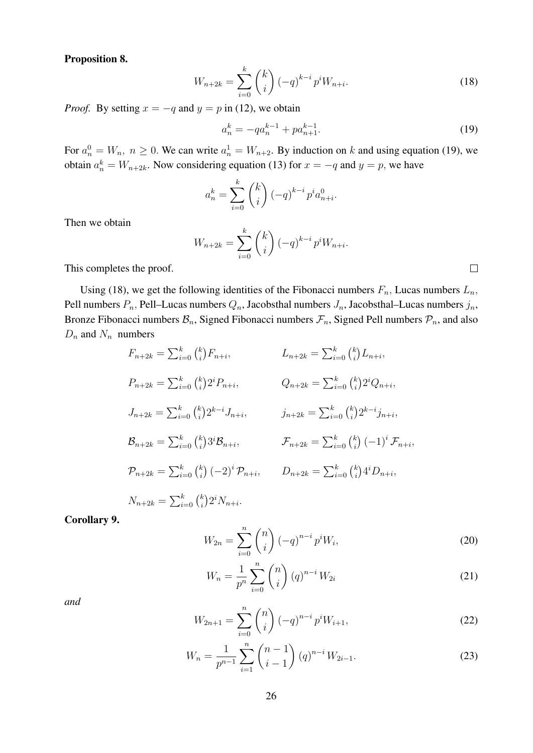**Proposition 8.**

$$W_{n+2k} = \sum_{i=0}^{k} \binom{k}{i} (-q)^{k-i} p^i W_{n+i}. \tag{18}$$

*Proof.* By setting $x = -q$ and $y = p$ in (12), we obtain

$$a_n^k = -qa_n^{k-1} + pa_{n+1}^{k-1}. \tag{19}$$

For $a_n^0 = W_n,\ n \geq 0$. We can write $a_n^1 = W_{n+2}$. By induction on $k$ and using equation (19), we obtain $a_n^k = W_{n+2k}$. Now considering equation (13) for $x = -q$ and $y = p$, we have

$$a_n^k = \sum_{i=0}^{k} \binom{k}{i} (-q)^{k-i} p^i a_{n+i}^0.$$

Then we obtain

$$W_{n+2k} = \sum_{i=0}^{k} \binom{k}{i} (-q)^{k-i} p^i W_{n+i}.$$

This completes the proof. $\square$

Using (18), we get the following identities of the Fibonacci numbers $F_n$, Lucas numbers $L_n$, Pell numbers $P_n$, Pell–Lucas numbers $Q_n$, Jacobsthal numbers $J_n$, Jacobsthal–Lucas numbers $j_n$, Bronze Fibonacci numbers $\mathcal{B}_n$, Signed Fibonacci numbers $\mathcal{F}_n$, Signed Pell numbers $\mathcal{P}_n$, and also $D_n$ and $N_n$ numbers

$$F_{n+2k} = \sum_{i=0}^{k} \binom{k}{i} F_{n+i}, \qquad L_{n+2k} = \sum_{i=0}^{k} \binom{k}{i} L_{n+i},$$

$$P_{n+2k} = \sum_{i=0}^{k} \binom{k}{i} 2^i P_{n+i}, \qquad Q_{n+2k} = \sum_{i=0}^{k} \binom{k}{i} 2^i Q_{n+i},$$

$$J_{n+2k} = \sum_{i=0}^{k} \binom{k}{i} 2^{k-i} J_{n+i}, \qquad j_{n+2k} = \sum_{i=0}^{k} \binom{k}{i} 2^{k-i} j_{n+i},$$

$$\mathcal{B}_{n+2k} = \sum_{i=0}^{k} \binom{k}{i} 3^i \mathcal{B}_{n+i}, \qquad \mathcal{F}_{n+2k} = \sum_{i=0}^{k} \binom{k}{i} (-1)^i \mathcal{F}_{n+i},$$

$$\mathcal{P}_{n+2k} = \sum_{i=0}^{k} \binom{k}{i} (-2)^i \mathcal{P}_{n+i}, \qquad D_{n+2k} = \sum_{i=0}^{k} \binom{k}{i} 4^i D_{n+i},$$

$$N_{n+2k} = \sum_{i=0}^{k} \binom{k}{i} 2^i N_{n+i}.$$

**Corollary 9.**

$$W_{2n} = \sum_{i=0}^{n} \binom{n}{i} (-q)^{n-i} p^i W_i, \tag{20}$$

$$W_n = \frac{1}{p^n} \sum_{i=0}^{n} \binom{n}{i} (q)^{n-i} W_{2i} \tag{21}$$

*and*

$$W_{2n+1} = \sum_{i=0}^{n} \binom{n}{i} (-q)^{n-i} p^i W_{i+1}, \tag{22}$$

$$W_n = \frac{1}{p^{n-1}} \sum_{i=1}^{n} \binom{n-1}{i-1} (q)^{n-i} W_{2i-1}. \tag{23}$$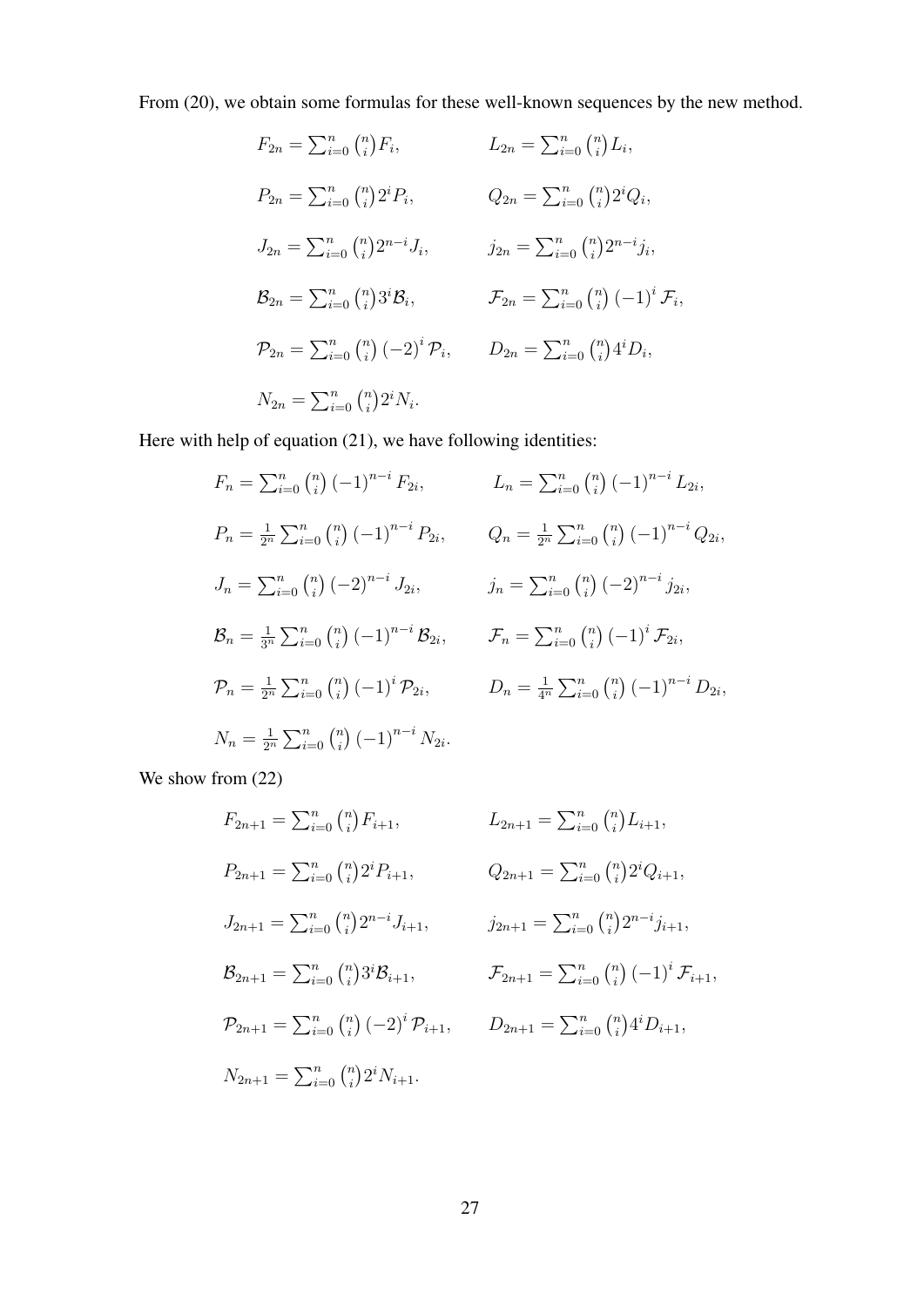From (20), we obtain some formulas for these well-known sequences by the new method.

$$F_{2n} = \sum_{i=0}^{n} \binom{n}{i} F_i, \qquad L_{2n} = \sum_{i=0}^{n} \binom{n}{i} L_i,$$

$$P_{2n} = \sum_{i=0}^{n} \binom{n}{i} 2^i P_i, \qquad Q_{2n} = \sum_{i=0}^{n} \binom{n}{i} 2^i Q_i,$$

$$J_{2n} = \sum_{i=0}^{n} \binom{n}{i} 2^{n-i} J_i, \qquad j_{2n} = \sum_{i=0}^{n} \binom{n}{i} 2^{n-i} j_i,$$

$$\mathcal{B}_{2n} = \sum_{i=0}^{n} \binom{n}{i} 3^i \mathcal{B}_i, \qquad \mathcal{F}_{2n} = \sum_{i=0}^{n} \binom{n}{i} (-1)^i \mathcal{F}_i,$$

$$\mathcal{P}_{2n} = \sum_{i=0}^{n} \binom{n}{i} (-2)^i \mathcal{P}_i, \qquad D_{2n} = \sum_{i=0}^{n} \binom{n}{i} 4^i D_i,$$

$$N_{2n} = \sum_{i=0}^{n} \binom{n}{i} 2^i N_i.$$

Here with help of equation (21), we have following identities:

$$F_n = \sum_{i=0}^{n} \binom{n}{i} (-1)^{n-i} F_{2i}, \qquad L_n = \sum_{i=0}^{n} \binom{n}{i} (-1)^{n-i} L_{2i},$$

$$P_n = \frac{1}{2^n} \sum_{i=0}^{n} \binom{n}{i} (-1)^{n-i} P_{2i}, \qquad Q_n = \frac{1}{2^n} \sum_{i=0}^{n} \binom{n}{i} (-1)^{n-i} Q_{2i},$$

$$J_n = \sum_{i=0}^{n} \binom{n}{i} (-2)^{n-i} J_{2i}, \qquad j_n = \sum_{i=0}^{n} \binom{n}{i} (-2)^{n-i} j_{2i},$$

$$\mathcal{B}_n = \frac{1}{3^n} \sum_{i=0}^{n} \binom{n}{i} (-1)^{n-i} \mathcal{B}_{2i}, \qquad \mathcal{F}_n = \sum_{i=0}^{n} \binom{n}{i} (-1)^i \mathcal{F}_{2i},$$

$$\mathcal{P}_n = \frac{1}{2^n} \sum_{i=0}^{n} \binom{n}{i} (-1)^i \mathcal{P}_{2i}, \qquad D_n = \frac{1}{4^n} \sum_{i=0}^{n} \binom{n}{i} (-1)^{n-i} D_{2i},$$

$$N_n = \frac{1}{2^n} \sum_{i=0}^{n} \binom{n}{i} (-1)^{n-i} N_{2i}.$$

We show from (22)

$$F_{2n+1} = \sum_{i=0}^{n} \binom{n}{i} F_{i+1}, \qquad L_{2n+1} = \sum_{i=0}^{n} \binom{n}{i} L_{i+1},$$

$$P_{2n+1} = \sum_{i=0}^{n} \binom{n}{i} 2^i P_{i+1}, \qquad Q_{2n+1} = \sum_{i=0}^{n} \binom{n}{i} 2^i Q_{i+1},$$

$$J_{2n+1} = \sum_{i=0}^{n} \binom{n}{i} 2^{n-i} J_{i+1}, \qquad j_{2n+1} = \sum_{i=0}^{n} \binom{n}{i} 2^{n-i} j_{i+1},$$

$$\mathcal{B}_{2n+1} = \sum_{i=0}^{n} \binom{n}{i} 3^i \mathcal{B}_{i+1}, \qquad \mathcal{F}_{2n+1} = \sum_{i=0}^{n} \binom{n}{i} (-1)^i \mathcal{F}_{i+1},$$

$$\mathcal{P}_{2n+1} = \sum_{i=0}^{n} \binom{n}{i} (-2)^i \mathcal{P}_{i+1}, \qquad D_{2n+1} = \sum_{i=0}^{n} \binom{n}{i} 4^i D_{i+1},$$

$$N_{2n+1} = \sum_{i=0}^{n} \binom{n}{i} 2^i N_{i+1}.$$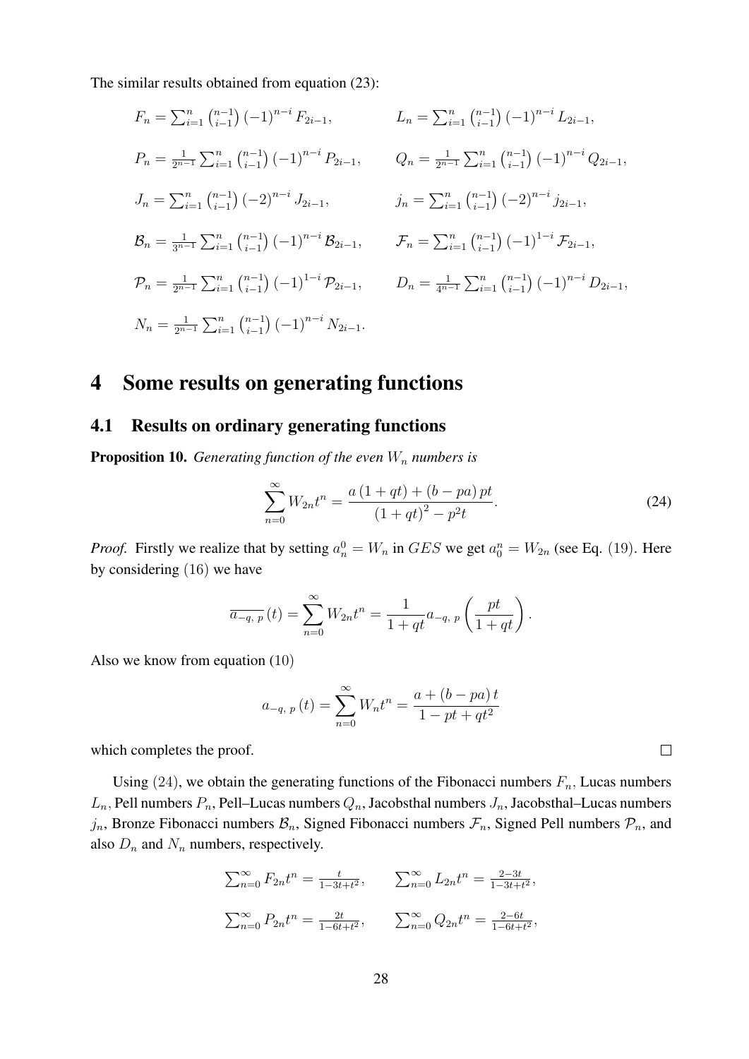The similar results obtained from equation (23):

$$F_n = \sum_{i=1}^{n} \binom{n-1}{i-1} (-1)^{n-i} F_{2i-1}, \qquad L_n = \sum_{i=1}^{n} \binom{n-1}{i-1} (-1)^{n-i} L_{2i-1},$$

$$P_n = \frac{1}{2^{n-1}} \sum_{i=1}^{n} \binom{n-1}{i-1} (-1)^{n-i} P_{2i-1}, \qquad Q_n = \frac{1}{2^{n-1}} \sum_{i=1}^{n} \binom{n-1}{i-1} (-1)^{n-i} Q_{2i-1},$$

$$J_n = \sum_{i=1}^{n} \binom{n-1}{i-1} (-2)^{n-i} J_{2i-1}, \qquad j_n = \sum_{i=1}^{n} \binom{n-1}{i-1} (-2)^{n-i} j_{2i-1},$$

$$\mathcal{B}_n = \frac{1}{3^{n-1}} \sum_{i=1}^{n} \binom{n-1}{i-1} (-1)^{n-i} \mathcal{B}_{2i-1}, \qquad \mathcal{F}_n = \sum_{i=1}^{n} \binom{n-1}{i-1} (-1)^{1-i} \mathcal{F}_{2i-1},$$

$$\mathcal{P}_n = \frac{1}{2^{n-1}} \sum_{i=1}^{n} \binom{n-1}{i-1} (-1)^{1-i} \mathcal{P}_{2i-1}, \qquad D_n = \frac{1}{4^{n-1}} \sum_{i=1}^{n} \binom{n-1}{i-1} (-1)^{n-i} D_{2i-1},$$

$$N_n = \frac{1}{2^{n-1}} \sum_{i=1}^{n} \binom{n-1}{i-1} (-1)^{n-i} N_{2i-1}.$$

# 4 Some results on generating functions

## 4.1 Results on ordinary generating functions

**Proposition 10.** *Generating function of the even $W_n$ numbers is*

$$\sum_{n=0}^{\infty} W_{2n} t^n = \frac{a(1+qt) + (b-pa)pt}{(1+qt)^2 - p^2 t}. \tag{24}$$

*Proof.* Firstly we realize that by setting $a_n^0 = W_n$ in $GES$ we get $a_0^n = W_{2n}$ (see Eq. (19). Here by considering (16) we have

$$\overline{a_{-q,\,p}}(t) = \sum_{n=0}^{\infty} W_{2n} t^n = \frac{1}{1+qt} a_{-q,\,p}\left(\frac{pt}{1+qt}\right).$$

Also we know from equation (10)

$$a_{-q,\,p}(t) = \sum_{n=0}^{\infty} W_n t^n = \frac{a + (b-pa)t}{1 - pt + qt^2}$$

which completes the proof. $\square$

Using (24), we obtain the generating functions of the Fibonacci numbers $F_n$, Lucas numbers $L_n$, Pell numbers $P_n$, Pell–Lucas numbers $Q_n$, Jacobsthal numbers $J_n$, Jacobsthal–Lucas numbers $j_n$, Bronze Fibonacci numbers $\mathcal{B}_n$, Signed Fibonacci numbers $\mathcal{F}_n$, Signed Pell numbers $\mathcal{P}_n$, and also $D_n$ and $N_n$ numbers, respectively.

$$\sum_{n=0}^{\infty} F_{2n} t^n = \frac{t}{1-3t+t^2}, \qquad \sum_{n=0}^{\infty} L_{2n} t^n = \frac{2-3t}{1-3t+t^2},$$

$$\sum_{n=0}^{\infty} P_{2n} t^n = \frac{2t}{1-6t+t^2}, \qquad \sum_{n=0}^{\infty} Q_{2n} t^n = \frac{2-6t}{1-6t+t^2},$$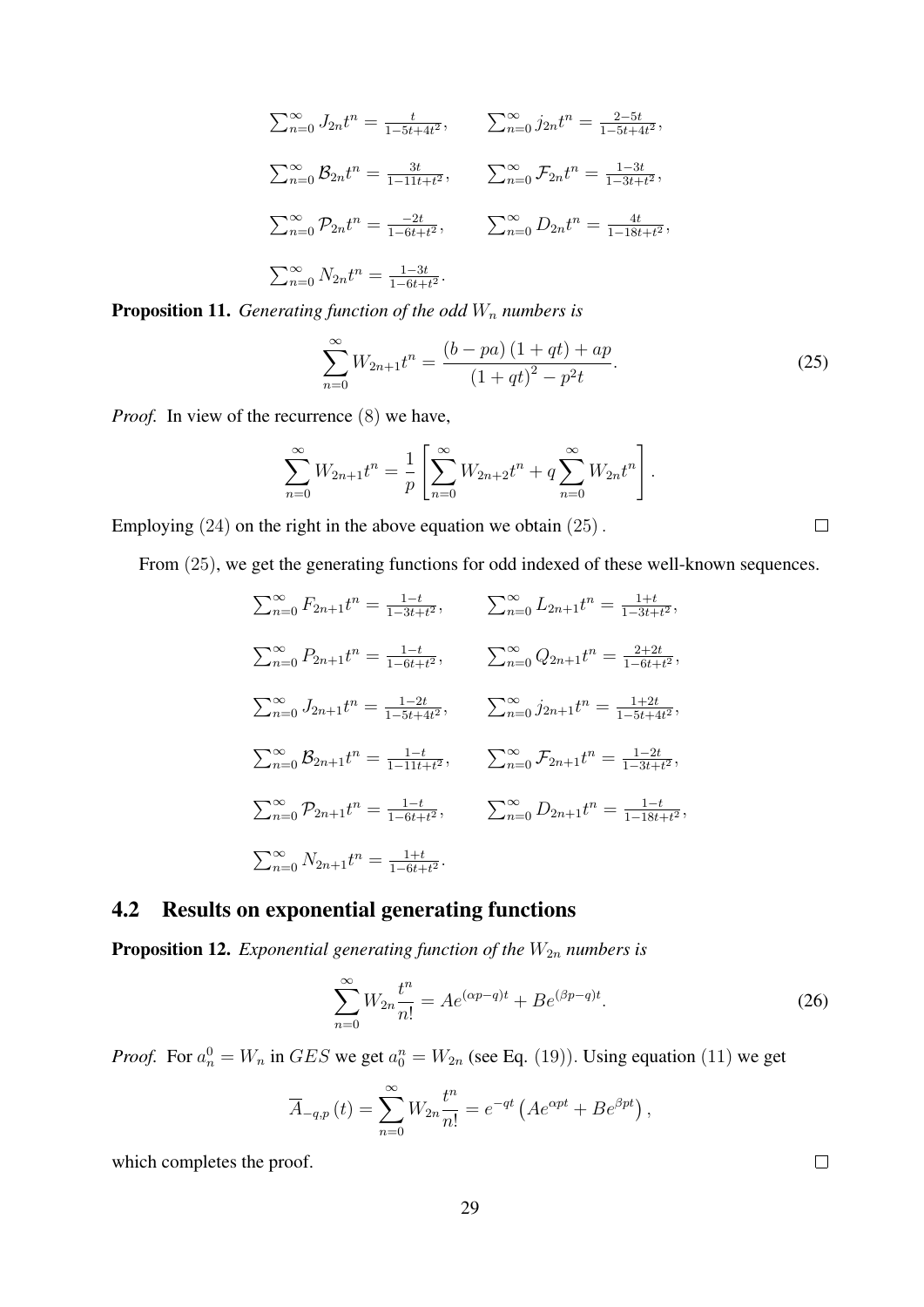$\sum_{n=0}^{\infty} J_{2n}t^n = \frac{t}{1-5t+4t^2}$, $\qquad \sum_{n=0}^{\infty} j_{2n}t^n = \frac{2-5t}{1-5t+4t^2}$,

$\sum_{n=0}^{\infty} \mathcal{B}_{2n}t^n = \frac{3t}{1-11t+t^2}$, $\qquad \sum_{n=0}^{\infty} \mathcal{F}_{2n}t^n = \frac{1-3t}{1-3t+t^2}$,

$\sum_{n=0}^{\infty} \mathcal{P}_{2n}t^n = \frac{-2t}{1-6t+t^2}$, $\qquad \sum_{n=0}^{\infty} D_{2n}t^n = \frac{4t}{1-18t+t^2}$,

$\sum_{n=0}^{\infty} N_{2n}t^n = \frac{1-3t}{1-6t+t^2}$.

**Proposition 11.** *Generating function of the odd $W_n$ numbers is*

$$\sum_{n=0}^{\infty} W_{2n+1}t^n = \frac{(b-pa)(1+qt)+ap}{(1+qt)^2 - p^2 t}. \tag{25}$$

*Proof.* In view of the recurrence $(8)$ we have,

$$\sum_{n=0}^{\infty} W_{2n+1}t^n = \frac{1}{p}\left[\sum_{n=0}^{\infty} W_{2n+2}t^n + q\sum_{n=0}^{\infty} W_{2n}t^n\right].$$

Employing $(24)$ on the right in the above equation we obtain $(25)$. □

From $(25)$, we get the generating functions for odd indexed of these well-known sequences.

$\sum_{n=0}^{\infty} F_{2n+1}t^n = \frac{1-t}{1-3t+t^2}$, $\qquad \sum_{n=0}^{\infty} L_{2n+1}t^n = \frac{1+t}{1-3t+t^2}$,

$\sum_{n=0}^{\infty} P_{2n+1}t^n = \frac{1-t}{1-6t+t^2}$, $\qquad \sum_{n=0}^{\infty} Q_{2n+1}t^n = \frac{2+2t}{1-6t+t^2}$,

$\sum_{n=0}^{\infty} J_{2n+1}t^n = \frac{1-2t}{1-5t+4t^2}$, $\qquad \sum_{n=0}^{\infty} j_{2n+1}t^n = \frac{1+2t}{1-5t+4t^2}$,

$\sum_{n=0}^{\infty} \mathcal{B}_{2n+1}t^n = \frac{1-t}{1-11t+t^2}$, $\qquad \sum_{n=0}^{\infty} \mathcal{F}_{2n+1}t^n = \frac{1-2t}{1-3t+t^2}$,

$\sum_{n=0}^{\infty} \mathcal{P}_{2n+1}t^n = \frac{1-t}{1-6t+t^2}$, $\qquad \sum_{n=0}^{\infty} D_{2n+1}t^n = \frac{1-t}{1-18t+t^2}$,

$\sum_{n=0}^{\infty} N_{2n+1}t^n = \frac{1+t}{1-6t+t^2}$.

## 4.2 Results on exponential generating functions

**Proposition 12.** *Exponential generating function of the $W_{2n}$ numbers is*

$$\sum_{n=0}^{\infty} W_{2n}\frac{t^n}{n!} = Ae^{(\alpha p - q)t} + Be^{(\beta p - q)t}. \tag{26}$$

*Proof.* For $a_n^0 = W_n$ in $GES$ we get $a_0^n = W_{2n}$ (see Eq. $(19)$). Using equation $(11)$ we get

$$\overline{A}_{-q,p}(t) = \sum_{n=0}^{\infty} W_{2n}\frac{t^n}{n!} = e^{-qt}\left(Ae^{\alpha pt} + Be^{\beta pt}\right),$$

which completes the proof. □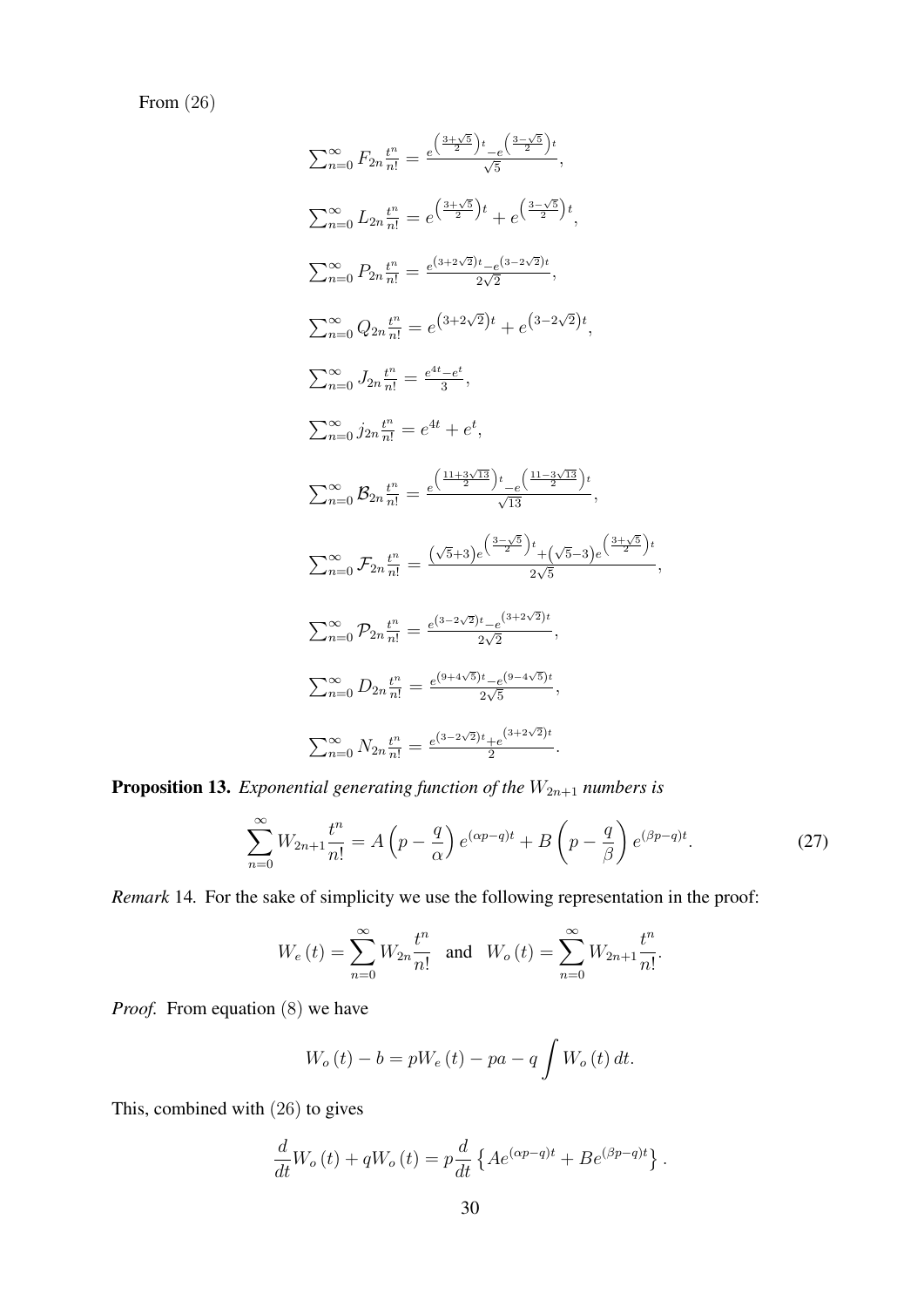From $(26)$

$$\sum_{n=0}^{\infty} F_{2n}\frac{t^n}{n!} = \frac{e^{\left(\frac{3+\sqrt{5}}{2}\right)t} - e^{\left(\frac{3-\sqrt{5}}{2}\right)t}}{\sqrt{5}},$$

$$\sum_{n=0}^{\infty} L_{2n}\frac{t^n}{n!} = e^{\left(\frac{3+\sqrt{5}}{2}\right)t} + e^{\left(\frac{3-\sqrt{5}}{2}\right)t},$$

$$\sum_{n=0}^{\infty} P_{2n}\frac{t^n}{n!} = \frac{e^{\left(3+2\sqrt{2}\right)t} - e^{\left(3-2\sqrt{2}\right)t}}{2\sqrt{2}},$$

$$\sum_{n=0}^{\infty} Q_{2n}\frac{t^n}{n!} = e^{\left(3+2\sqrt{2}\right)t} + e^{\left(3-2\sqrt{2}\right)t},$$

$$\sum_{n=0}^{\infty} J_{2n}\frac{t^n}{n!} = \frac{e^{4t} - e^{t}}{3},$$

$$\sum_{n=0}^{\infty} j_{2n}\frac{t^n}{n!} = e^{4t} + e^{t},$$

$$\sum_{n=0}^{\infty} \mathcal{B}_{2n}\frac{t^n}{n!} = \frac{e^{\left(\frac{11+3\sqrt{13}}{2}\right)t} - e^{\left(\frac{11-3\sqrt{13}}{2}\right)t}}{\sqrt{13}},$$

$$\sum_{n=0}^{\infty} \mathcal{F}_{2n}\frac{t^n}{n!} = \frac{\left(\sqrt{5}+3\right)e^{\left(\frac{3-\sqrt{5}}{2}\right)t} + \left(\sqrt{5}-3\right)e^{\left(\frac{3+\sqrt{5}}{2}\right)t}}{2\sqrt{5}},$$

$$\sum_{n=0}^{\infty} \mathcal{P}_{2n}\frac{t^n}{n!} = \frac{e^{\left(3-2\sqrt{2}\right)t} - e^{\left(3+2\sqrt{2}\right)t}}{2\sqrt{2}},$$

$$\sum_{n=0}^{\infty} D_{2n}\frac{t^n}{n!} = \frac{e^{\left(9+4\sqrt{5}\right)t} - e^{\left(9-4\sqrt{5}\right)t}}{2\sqrt{5}},$$

$$\sum_{n=0}^{\infty} N_{2n}\frac{t^n}{n!} = \frac{e^{\left(3-2\sqrt{2}\right)t} + e^{\left(3+2\sqrt{2}\right)t}}{2}.$$

**Proposition 13.** *Exponential generating function of the $W_{2n+1}$ numbers is*

$$\sum_{n=0}^{\infty} W_{2n+1}\frac{t^n}{n!} = A\left(p - \frac{q}{\alpha}\right)e^{(\alpha p - q)t} + B\left(p - \frac{q}{\beta}\right)e^{(\beta p - q)t}. \tag{27}$$

*Remark* 14. For the sake of simplicity we use the following representation in the proof:

$$W_e(t) = \sum_{n=0}^{\infty} W_{2n}\frac{t^n}{n!} \quad \text{and} \quad W_o(t) = \sum_{n=0}^{\infty} W_{2n+1}\frac{t^n}{n!}.$$

*Proof.* From equation $(8)$ we have

$$W_o(t) - b = pW_e(t) - pa - q\int W_o(t)\,dt.$$

This, combined with $(26)$ to gives

$$\frac{d}{dt}W_o(t) + qW_o(t) = p\frac{d}{dt}\left\{Ae^{(\alpha p - q)t} + Be^{(\beta p - q)t}\right\}.$$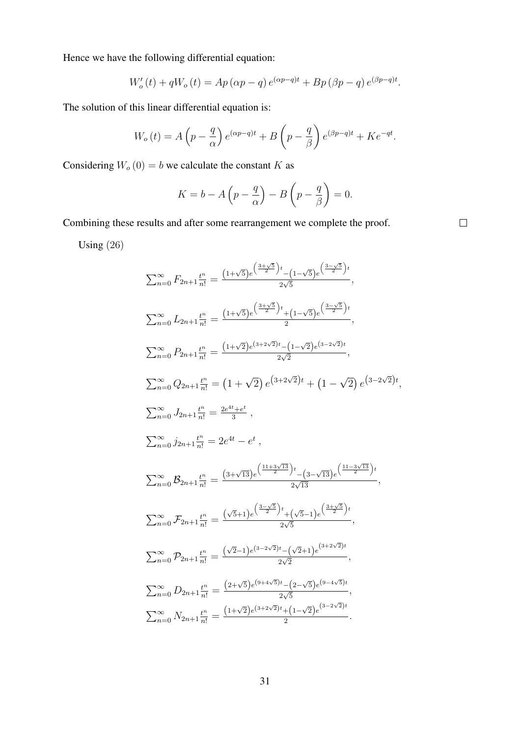Hence we have the following differential equation:

$$W_o'(t) + qW_o(t) = Ap(\alpha p - q)e^{(\alpha p - q)t} + Bp(\beta p - q)e^{(\beta p - q)t}.$$

The solution of this linear differential equation is:

$$W_o(t) = A\left(p - \frac{q}{\alpha}\right)e^{(\alpha p - q)t} + B\left(p - \frac{q}{\beta}\right)e^{(\beta p - q)t} + Ke^{-qt}.$$

Considering $W_o(0) = b$ we calculate the constant $K$ as

$$K = b - A\left(p - \frac{q}{\alpha}\right) - B\left(p - \frac{q}{\beta}\right) = 0.$$

Combining these results and after some rearrangement we complete the proof. □

Using (26)

$$\sum_{n=0}^{\infty} F_{2n+1}\frac{t^n}{n!} = \frac{\left(1+\sqrt{5}\right)e^{\left(\frac{3+\sqrt{5}}{2}\right)t} - \left(1-\sqrt{5}\right)e^{\left(\frac{3-\sqrt{5}}{2}\right)t}}{2\sqrt{5}},$$

$$\sum_{n=0}^{\infty} L_{2n+1}\frac{t^n}{n!} = \frac{\left(1+\sqrt{5}\right)e^{\left(\frac{3+\sqrt{5}}{2}\right)t} + \left(1-\sqrt{5}\right)e^{\left(\frac{3-\sqrt{5}}{2}\right)t}}{2},$$

$$\sum_{n=0}^{\infty} P_{2n+1}\frac{t^n}{n!} = \frac{\left(1+\sqrt{2}\right)e^{\left(3+2\sqrt{2}\right)t} - \left(1-\sqrt{2}\right)e^{\left(3-2\sqrt{2}\right)t}}{2\sqrt{2}},$$

$$\sum_{n=0}^{\infty} Q_{2n+1}\frac{t^n}{n!} = \left(1+\sqrt{2}\right)e^{\left(3+2\sqrt{2}\right)t} + \left(1-\sqrt{2}\right)e^{\left(3-2\sqrt{2}\right)t},$$

$$\sum_{n=0}^{\infty} J_{2n+1}\frac{t^n}{n!} = \frac{2e^{4t}+e^{t}}{3},$$

$$\sum_{n=0}^{\infty} j_{2n+1}\frac{t^n}{n!} = 2e^{4t} - e^{t},$$

$$\sum_{n=0}^{\infty} \mathcal{B}_{2n+1}\frac{t^n}{n!} = \frac{\left(3+\sqrt{13}\right)e^{\left(\frac{11+3\sqrt{13}}{2}\right)t} - \left(3-\sqrt{13}\right)e^{\left(\frac{11-3\sqrt{13}}{2}\right)t}}{2\sqrt{13}},$$

$$\sum_{n=0}^{\infty} \mathcal{F}_{2n+1}\frac{t^n}{n!} = \frac{\left(\sqrt{5}+1\right)e^{\left(\frac{3-\sqrt{5}}{2}\right)t} + \left(\sqrt{5}-1\right)e^{\left(\frac{3+\sqrt{5}}{2}\right)t}}{2\sqrt{5}},$$

$$\sum_{n=0}^{\infty} \mathcal{P}_{2n+1}\frac{t^n}{n!} = \frac{\left(\sqrt{2}-1\right)e^{\left(3-2\sqrt{2}\right)t} - \left(\sqrt{2}+1\right)e^{\left(3+2\sqrt{2}\right)t}}{2\sqrt{2}},$$

$$\sum_{n=0}^{\infty} D_{2n+1}\frac{t^n}{n!} = \frac{\left(2+\sqrt{5}\right)e^{\left(9+4\sqrt{5}\right)t} - \left(2-\sqrt{5}\right)e^{\left(9-4\sqrt{5}\right)t}}{2\sqrt{5}},$$

$$\sum_{n=0}^{\infty} N_{2n+1}\frac{t^n}{n!} = \frac{\left(1+\sqrt{2}\right)e^{\left(3+2\sqrt{2}\right)t} + \left(1-\sqrt{2}\right)e^{\left(3-2\sqrt{2}\right)t}}{2}.$$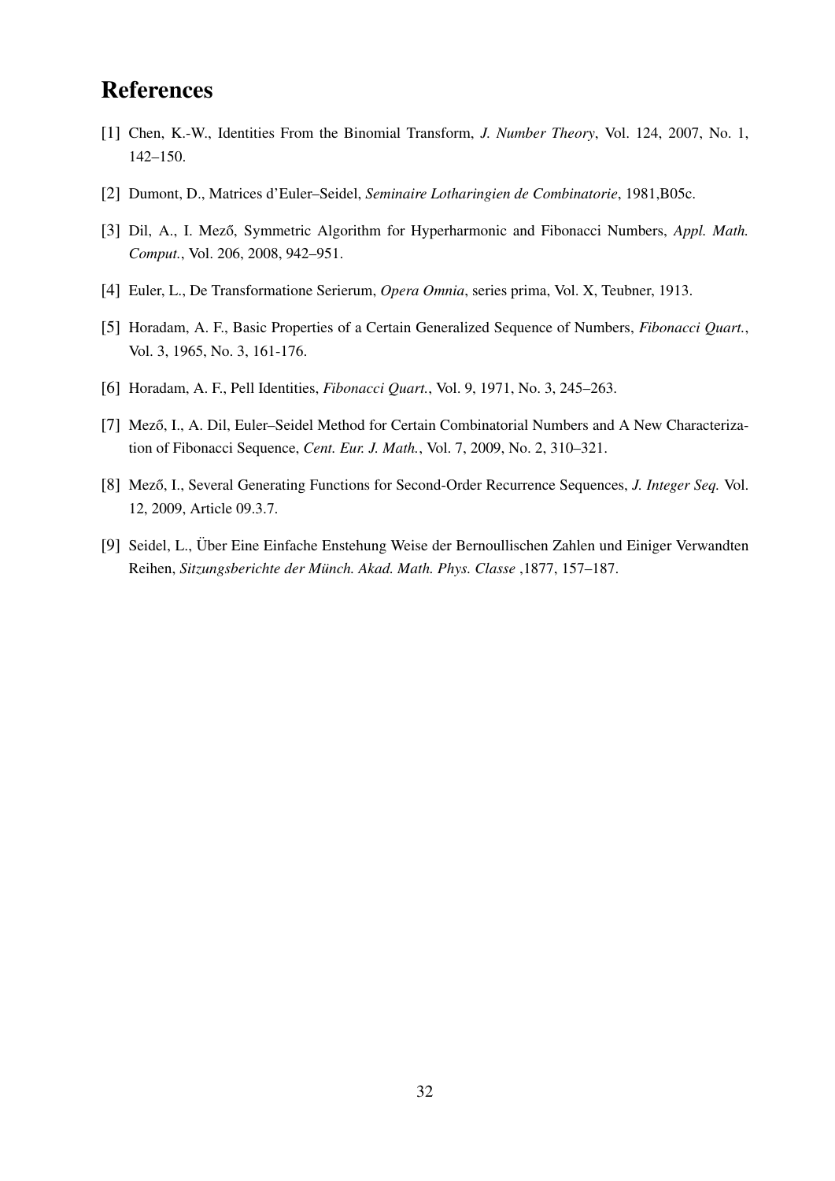# References

[1] Chen, K.-W., Identities From the Binomial Transform, *J. Number Theory*, Vol. 124, 2007, No. 1, 142–150.

[2] Dumont, D., Matrices d'Euler–Seidel, *Seminaire Lotharingien de Combinatorie*, 1981,B05c.

[3] Dil, A., I. Mező, Symmetric Algorithm for Hyperharmonic and Fibonacci Numbers, *Appl. Math. Comput.*, Vol. 206, 2008, 942–951.

[4] Euler, L., De Transformatione Serierum, *Opera Omnia*, series prima, Vol. X, Teubner, 1913.

[5] Horadam, A. F., Basic Properties of a Certain Generalized Sequence of Numbers, *Fibonacci Quart.*, Vol. 3, 1965, No. 3, 161-176.

[6] Horadam, A. F., Pell Identities, *Fibonacci Quart.*, Vol. 9, 1971, No. 3, 245–263.

[7] Mező, I., A. Dil, Euler–Seidel Method for Certain Combinatorial Numbers and A New Characterization of Fibonacci Sequence, *Cent. Eur. J. Math.*, Vol. 7, 2009, No. 2, 310–321.

[8] Mező, I., Several Generating Functions for Second-Order Recurrence Sequences, *J. Integer Seq.* Vol. 12, 2009, Article 09.3.7.

[9] Seidel, L., Über Eine Einfache Enstehung Weise der Bernoullischen Zahlen und Einiger Verwandten Reihen, *Sitzungsberichte der Münch. Akad. Math. Phys. Classe* ,1877, 157–187.